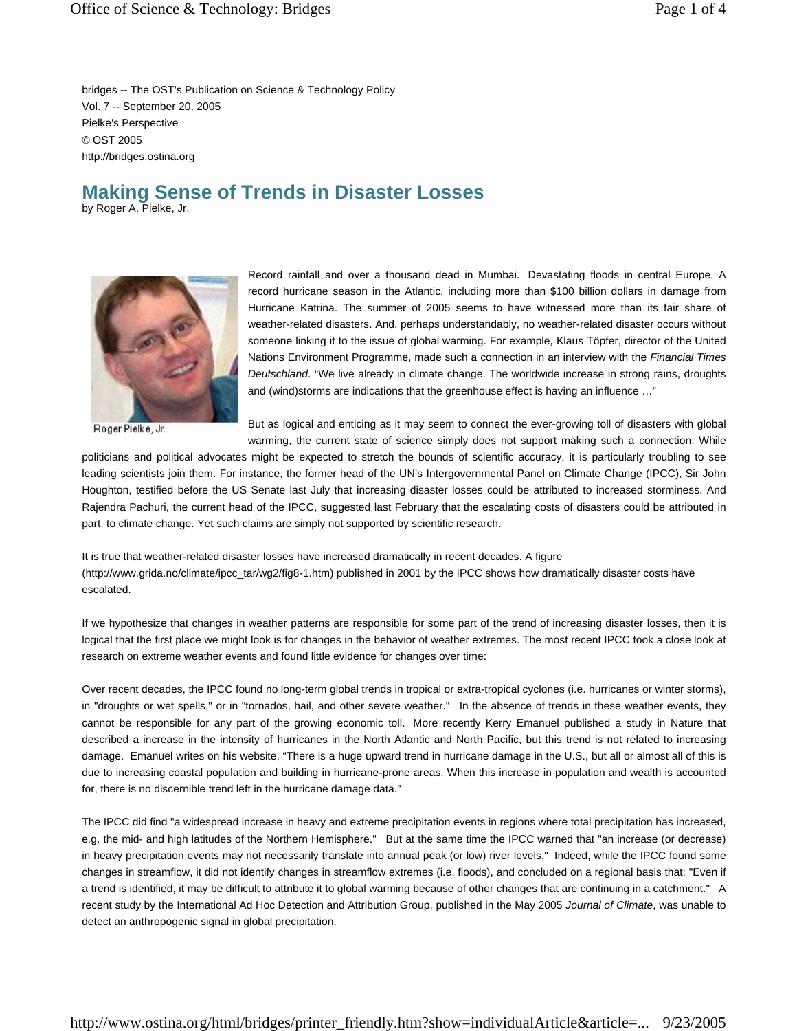bridges -- The OST's Publication on Science & Technology Policy
Vol. 7 -- September 20, 2005
Pielke's Perspective
© OST 2005
http://bridges.ostina.org

# Making Sense of Trends in Disaster Losses

by Roger A. Pielke, Jr.

Roger Pielke, Jr.

Record rainfall and over a thousand dead in Mumbai. Devastating floods in central Europe. A record hurricane season in the Atlantic, including more than $100 billion dollars in damage from Hurricane Katrina. The summer of 2005 seems to have witnessed more than its fair share of weather-related disasters. And, perhaps understandably, no weather-related disaster occurs without someone linking it to the issue of global warming. For example, Klaus Töpfer, director of the United Nations Environment Programme, made such a connection in an interview with the *Financial Times Deutschland*. "We live already in climate change. The worldwide increase in strong rains, droughts and (wind)storms are indications that the greenhouse effect is having an influence …"

But as logical and enticing as it may seem to connect the ever-growing toll of disasters with global warming, the current state of science simply does not support making such a connection. While politicians and political advocates might be expected to stretch the bounds of scientific accuracy, it is particularly troubling to see leading scientists join them. For instance, the former head of the UN's Intergovernmental Panel on Climate Change (IPCC), Sir John Houghton, testified before the US Senate last July that increasing disaster losses could be attributed to increased storminess. And Rajendra Pachuri, the current head of the IPCC, suggested last February that the escalating costs of disasters could be attributed in part to climate change. Yet such claims are simply not supported by scientific research.

It is true that weather-related disaster losses have increased dramatically in recent decades. A figure (http://www.grida.no/climate/ipcc_tar/wg2/fig8-1.htm) published in 2001 by the IPCC shows how dramatically disaster costs have escalated.

If we hypothesize that changes in weather patterns are responsible for some part of the trend of increasing disaster losses, then it is logical that the first place we might look is for changes in the behavior of weather extremes. The most recent IPCC took a close look at research on extreme weather events and found little evidence for changes over time:

Over recent decades, the IPCC found no long-term global trends in tropical or extra-tropical cyclones (i.e. hurricanes or winter storms), in "droughts or wet spells," or in "tornados, hail, and other severe weather." In the absence of trends in these weather events, they cannot be responsible for any part of the growing economic toll. More recently Kerry Emanuel published a study in Nature that described a increase in the intensity of hurricanes in the North Atlantic and North Pacific, but this trend is not related to increasing damage. Emanuel writes on his website, "There is a huge upward trend in hurricane damage in the U.S., but all or almost all of this is due to increasing coastal population and building in hurricane-prone areas. When this increase in population and wealth is accounted for, there is no discernible trend left in the hurricane damage data."

The IPCC did find "a widespread increase in heavy and extreme precipitation events in regions where total precipitation has increased, e.g. the mid- and high latitudes of the Northern Hemisphere." But at the same time the IPCC warned that "an increase (or decrease) in heavy precipitation events may not necessarily translate into annual peak (or low) river levels." Indeed, while the IPCC found some changes in streamflow, it did not identify changes in streamflow extremes (i.e. floods), and concluded on a regional basis that: "Even if a trend is identified, it may be difficult to attribute it to global warming because of other changes that are continuing in a catchment." A recent study by the International Ad Hoc Detection and Attribution Group, published in the May 2005 *Journal of Climate*, was unable to detect an anthropogenic signal in global precipitation.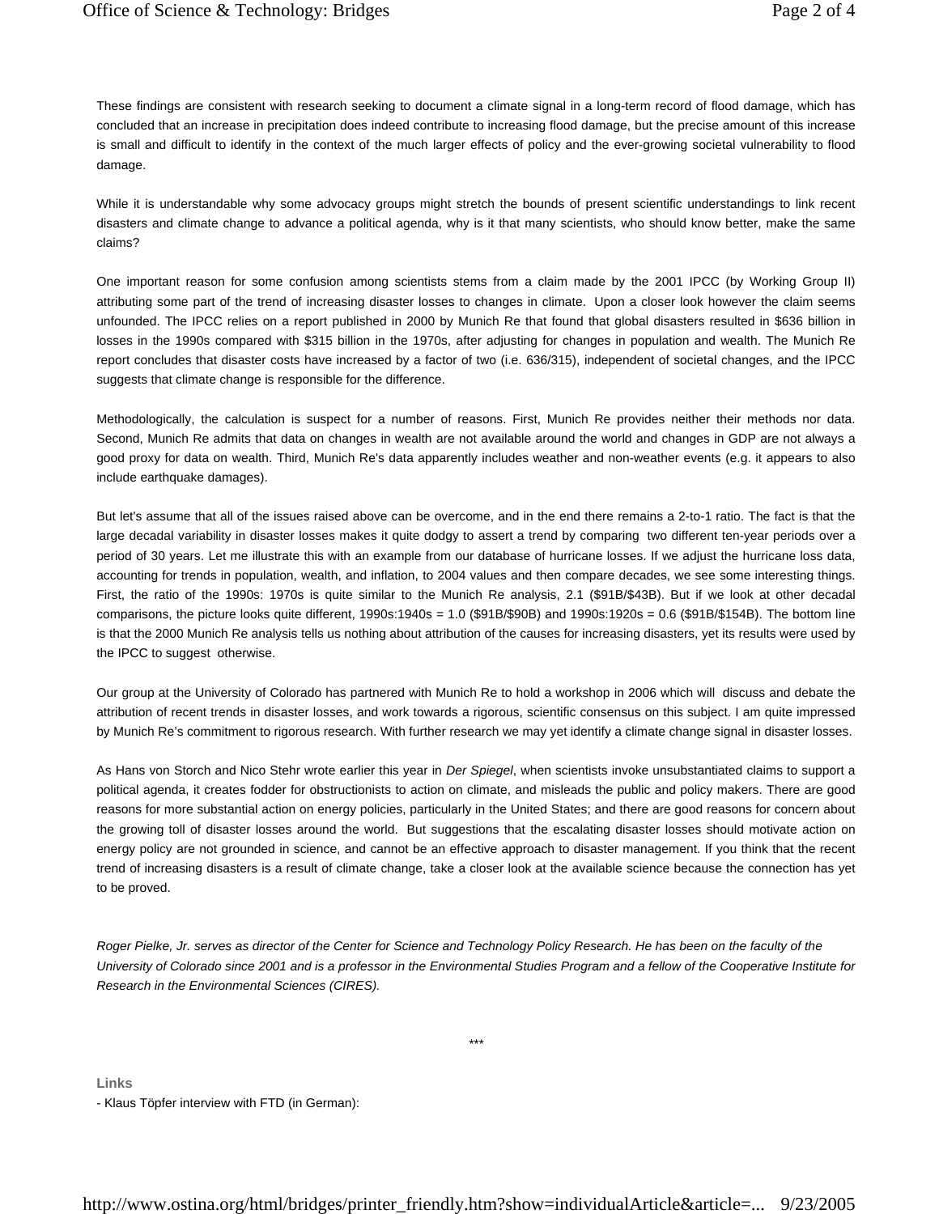These findings are consistent with research seeking to document a climate signal in a long-term record of flood damage, which has concluded that an increase in precipitation does indeed contribute to increasing flood damage, but the precise amount of this increase is small and difficult to identify in the context of the much larger effects of policy and the ever-growing societal vulnerability to flood damage.

While it is understandable why some advocacy groups might stretch the bounds of present scientific understandings to link recent disasters and climate change to advance a political agenda, why is it that many scientists, who should know better, make the same claims?

One important reason for some confusion among scientists stems from a claim made by the 2001 IPCC (by Working Group II) attributing some part of the trend of increasing disaster losses to changes in climate. Upon a closer look however the claim seems unfounded. The IPCC relies on a report published in 2000 by Munich Re that found that global disasters resulted in $636 billion in losses in the 1990s compared with $315 billion in the 1970s, after adjusting for changes in population and wealth. The Munich Re report concludes that disaster costs have increased by a factor of two (i.e. 636/315), independent of societal changes, and the IPCC suggests that climate change is responsible for the difference.

Methodologically, the calculation is suspect for a number of reasons. First, Munich Re provides neither their methods nor data. Second, Munich Re admits that data on changes in wealth are not available around the world and changes in GDP are not always a good proxy for data on wealth. Third, Munich Re's data apparently includes weather and non-weather events (e.g. it appears to also include earthquake damages).

But let's assume that all of the issues raised above can be overcome, and in the end there remains a 2-to-1 ratio. The fact is that the large decadal variability in disaster losses makes it quite dodgy to assert a trend by comparing two different ten-year periods over a period of 30 years. Let me illustrate this with an example from our database of hurricane losses. If we adjust the hurricane loss data, accounting for trends in population, wealth, and inflation, to 2004 values and then compare decades, we see some interesting things. First, the ratio of the 1990s: 1970s is quite similar to the Munich Re analysis, 2.1 ($91B/$43B). But if we look at other decadal comparisons, the picture looks quite different, 1990s:1940s = 1.0 ($91B/$90B) and 1990s:1920s = 0.6 ($91B/$154B). The bottom line is that the 2000 Munich Re analysis tells us nothing about attribution of the causes for increasing disasters, yet its results were used by the IPCC to suggest otherwise.

Our group at the University of Colorado has partnered with Munich Re to hold a workshop in 2006 which will discuss and debate the attribution of recent trends in disaster losses, and work towards a rigorous, scientific consensus on this subject. I am quite impressed by Munich Re's commitment to rigorous research. With further research we may yet identify a climate change signal in disaster losses.

As Hans von Storch and Nico Stehr wrote earlier this year in *Der Spiegel*, when scientists invoke unsubstantiated claims to support a political agenda, it creates fodder for obstructionists to action on climate, and misleads the public and policy makers. There are good reasons for more substantial action on energy policies, particularly in the United States; and there are good reasons for concern about the growing toll of disaster losses around the world. But suggestions that the escalating disaster losses should motivate action on energy policy are not grounded in science, and cannot be an effective approach to disaster management. If you think that the recent trend of increasing disasters is a result of climate change, take a closer look at the available science because the connection has yet to be proved.

*Roger Pielke, Jr. serves as director of the Center for Science and Technology Policy Research. He has been on the faculty of the University of Colorado since 2001 and is a professor in the Environmental Studies Program and a fellow of the Cooperative Institute for Research in the Environmental Sciences (CIRES).*

***

**Links**

- Klaus Töpfer interview with FTD (in German):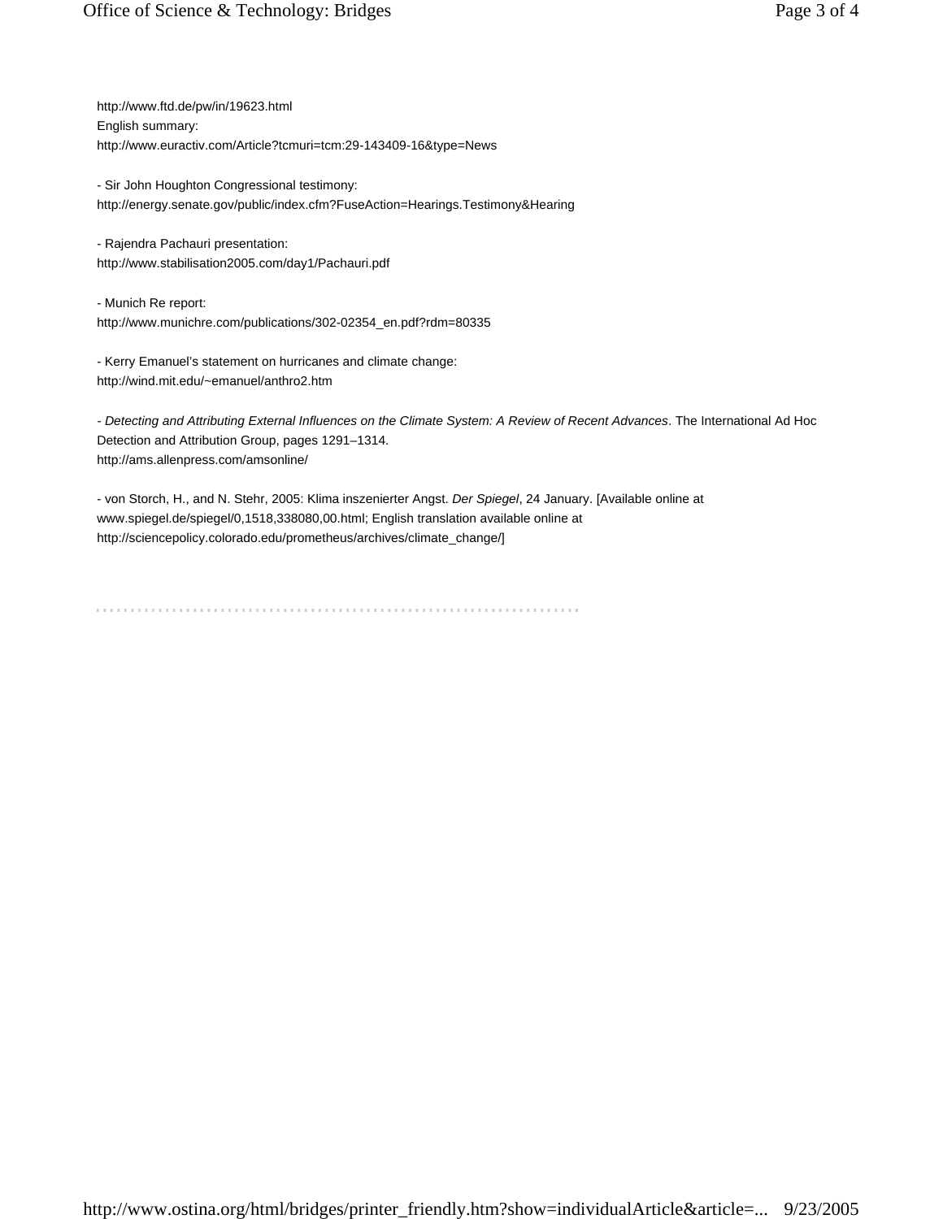http://www.ftd.de/pw/in/19623.html
English summary:
http://www.euractiv.com/Article?tcmuri=tcm:29-143409-16&type=News

- Sir John Houghton Congressional testimony:
http://energy.senate.gov/public/index.cfm?FuseAction=Hearings.Testimony&Hearing

- Rajendra Pachauri presentation:
http://www.stabilisation2005.com/day1/Pachauri.pdf

- Munich Re report:
http://www.munichre.com/publications/302-02354_en.pdf?rdm=80335

- Kerry Emanuel's statement on hurricanes and climate change:
http://wind.mit.edu/~emanuel/anthro2.htm

- *Detecting and Attributing External Influences on the Climate System: A Review of Recent Advances*. The International Ad Hoc Detection and Attribution Group, pages 1291–1314.
http://ams.allenpress.com/amsonline/

- von Storch, H., and N. Stehr, 2005: Klima inszenierter Angst. *Der Spiegel*, 24 January. [Available online at www.spiegel.de/spiegel/0,1518,338080,00.html; English translation available online at http://sciencepolicy.colorado.edu/prometheus/archives/climate_change/]